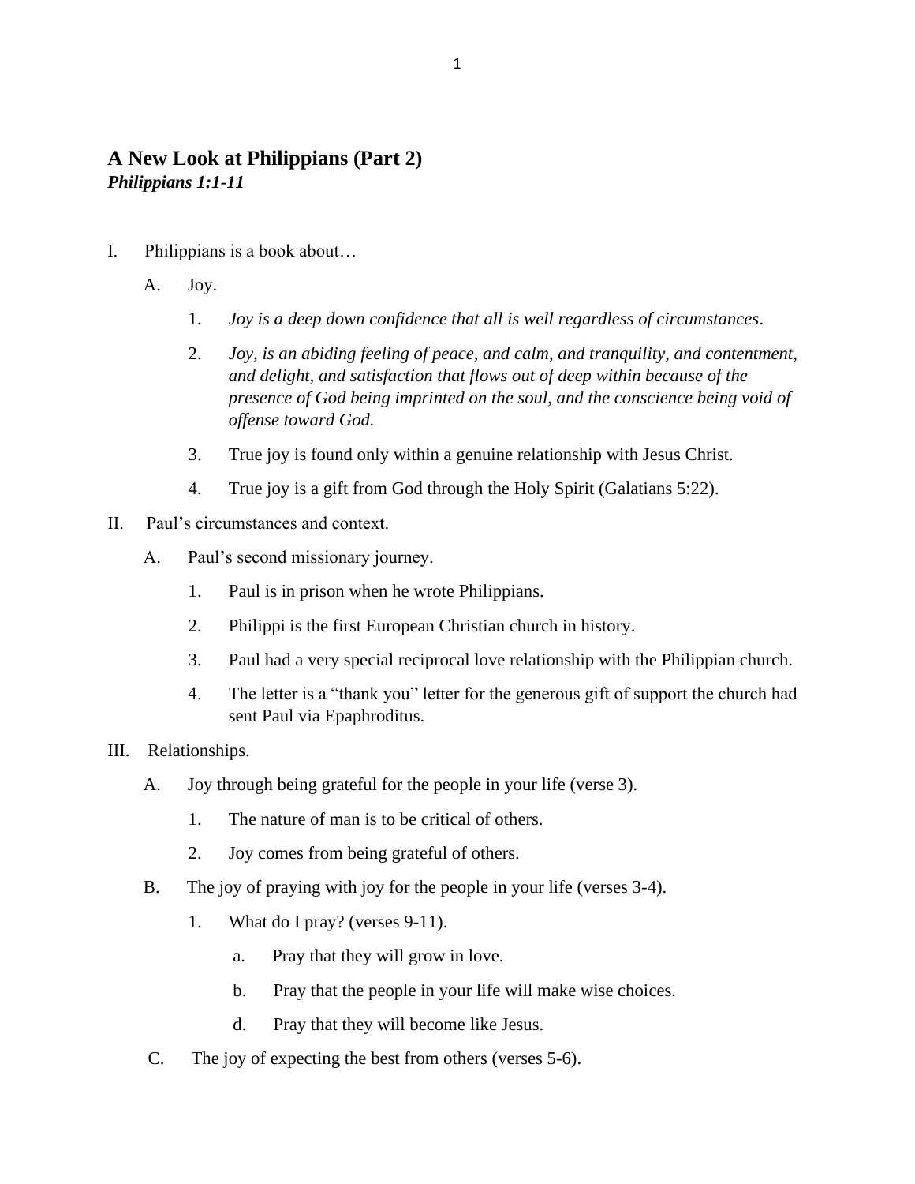# A New Look at Philippians (Part 2)

***Philippians 1:1-11***

I. Philippians is a book about…

   A. Joy.

      1. *Joy is a deep down confidence that all is well regardless of circumstances*.

      2. *Joy, is an abiding feeling of peace, and calm, and tranquility, and contentment, and delight, and satisfaction that flows out of deep within because of the presence of God being imprinted on the soul, and the conscience being void of offense toward God.*

      3. True joy is found only within a genuine relationship with Jesus Christ.

      4. True joy is a gift from God through the Holy Spirit (Galatians 5:22).

II. Paul's circumstances and context.

   A. Paul's second missionary journey.

      1. Paul is in prison when he wrote Philippians.

      2. Philippi is the first European Christian church in history.

      3. Paul had a very special reciprocal love relationship with the Philippian church.

      4. The letter is a "thank you" letter for the generous gift of support the church had sent Paul via Epaphroditus.

III. Relationships.

   A. Joy through being grateful for the people in your life (verse 3).

      1. The nature of man is to be critical of others.

      2. Joy comes from being grateful of others.

   B. The joy of praying with joy for the people in your life (verses 3-4).

      1. What do I pray? (verses 9-11).

         a. Pray that they will grow in love.

         b. Pray that the people in your life will make wise choices.

         d. Pray that they will become like Jesus.

   C. The joy of expecting the best from others (verses 5-6).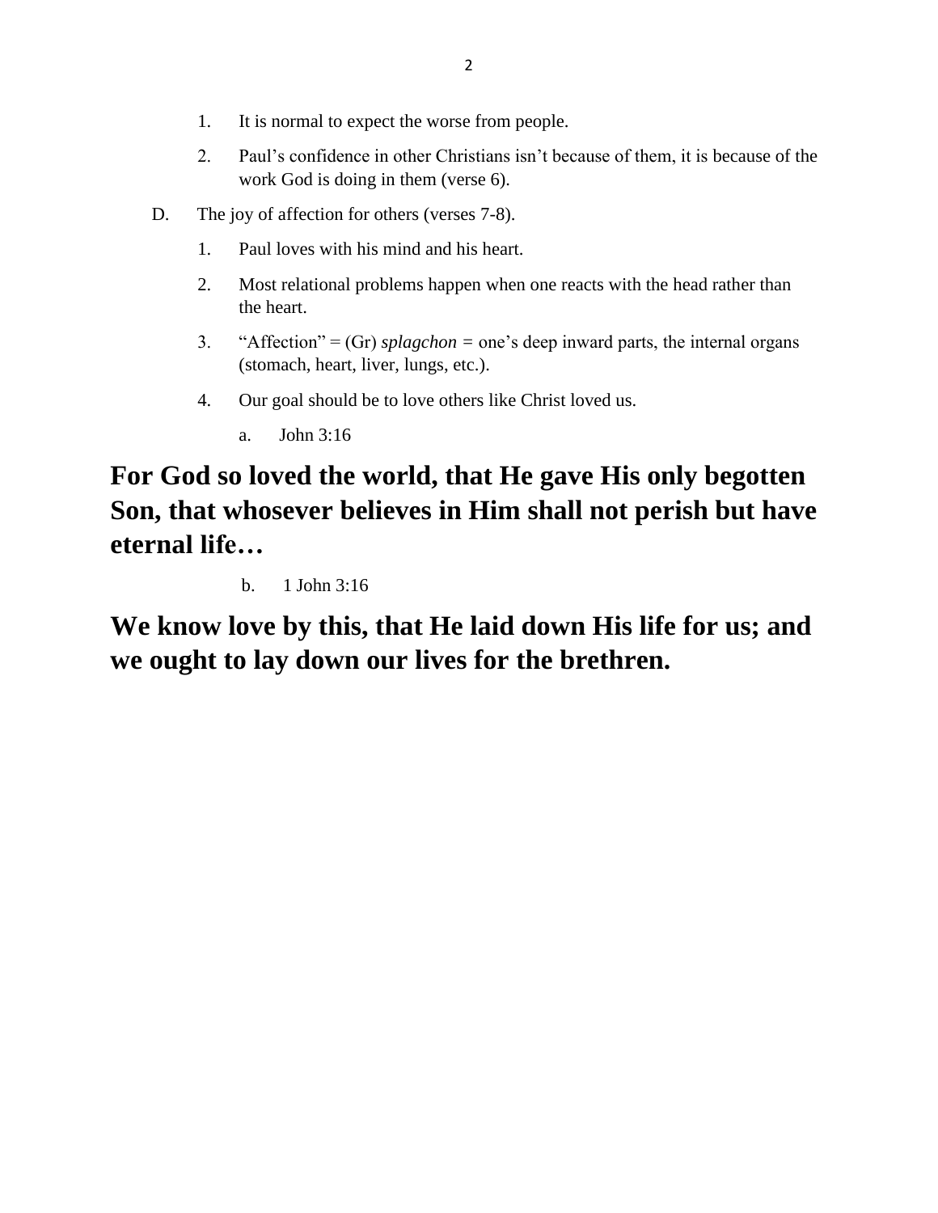1. It is normal to expect the worse from people.
2. Paul's confidence in other Christians isn't because of them, it is because of the work God is doing in them (verse 6).

D. The joy of affection for others (verses 7-8).

1. Paul loves with his mind and his heart.
2. Most relational problems happen when one reacts with the head rather than the heart.
3. "Affection" = (Gr) *splagchon* = one's deep inward parts, the internal organs (stomach, heart, liver, lungs, etc.).
4. Our goal should be to love others like Christ loved us.
   a. John 3:16

**For God so loved the world, that He gave His only begotten Son, that whosever believes in Him shall not perish but have eternal life…**

   b. 1 John 3:16

**We know love by this, that He laid down His life for us; and we ought to lay down our lives for the brethren.**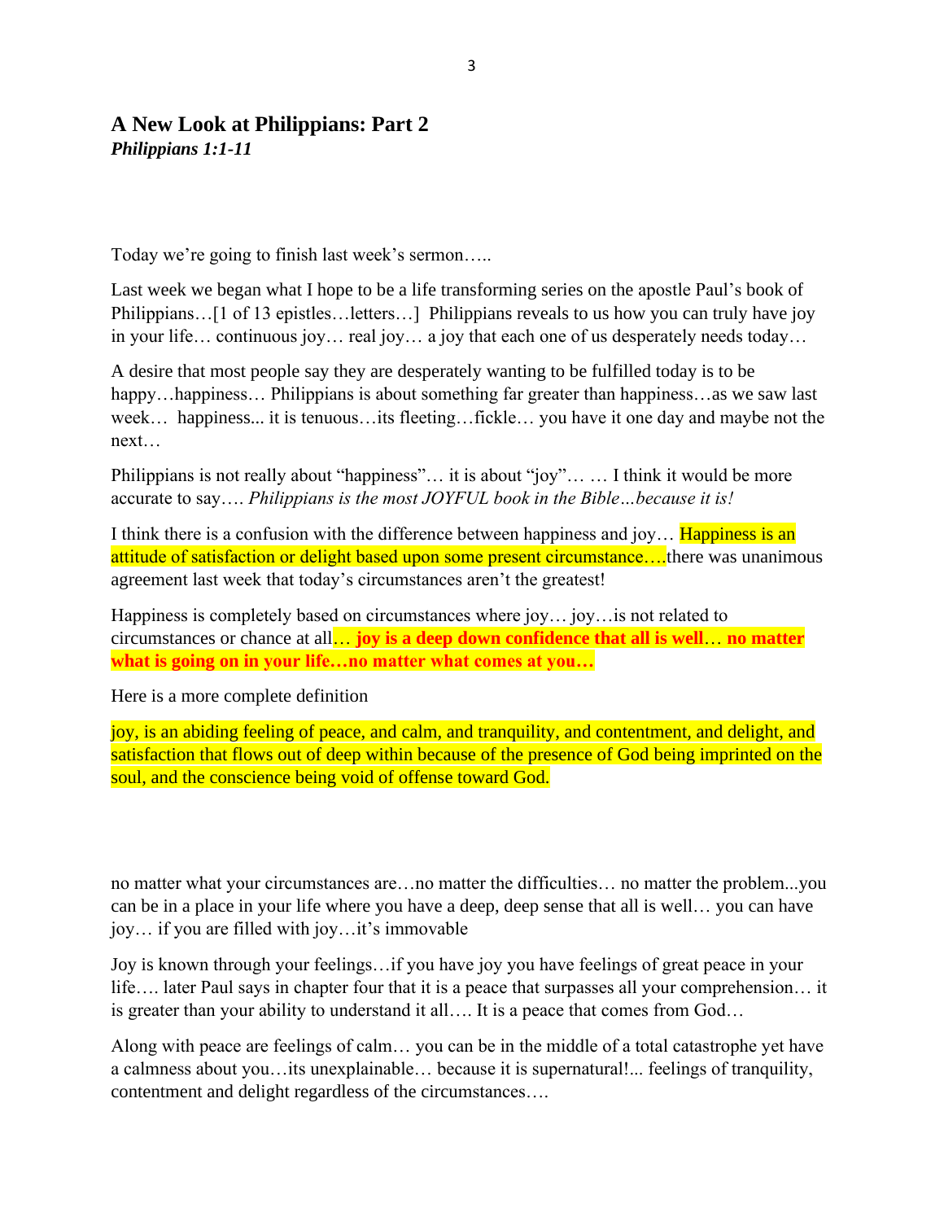## A New Look at Philippians: Part 2

***Philippians 1:1-11***

Today we're going to finish last week's sermon…..

Last week we began what I hope to be a life transforming series on the apostle Paul's book of Philippians…[1 of 13 epistles…letters…] Philippians reveals to us how you can truly have joy in your life… continuous joy… real joy… a joy that each one of us desperately needs today…

A desire that most people say they are desperately wanting to be fulfilled today is to be happy…happiness… Philippians is about something far greater than happiness…as we saw last week… happiness... it is tenuous…its fleeting…fickle… you have it one day and maybe not the next…

Philippians is not really about "happiness"… it is about "joy"… … I think it would be more accurate to say…. *Philippians is the most JOYFUL book in the Bible…because it is!*

I think there is a confusion with the difference between happiness and joy… Happiness is an attitude of satisfaction or delight based upon some present circumstance….there was unanimous agreement last week that today's circumstances aren't the greatest!

Happiness is completely based on circumstances where joy… joy…is not related to circumstances or chance at all… **joy is a deep down confidence that all is well… no matter what is going on in your life…no matter what comes at you…**

Here is a more complete definition

joy, is an abiding feeling of peace, and calm, and tranquility, and contentment, and delight, and satisfaction that flows out of deep within because of the presence of God being imprinted on the soul, and the conscience being void of offense toward God.

no matter what your circumstances are…no matter the difficulties… no matter the problem...you can be in a place in your life where you have a deep, deep sense that all is well… you can have joy… if you are filled with joy…it's immovable

Joy is known through your feelings…if you have joy you have feelings of great peace in your life…. later Paul says in chapter four that it is a peace that surpasses all your comprehension… it is greater than your ability to understand it all…. It is a peace that comes from God…

Along with peace are feelings of calm… you can be in the middle of a total catastrophe yet have a calmness about you…its unexplainable… because it is supernatural!... feelings of tranquility, contentment and delight regardless of the circumstances….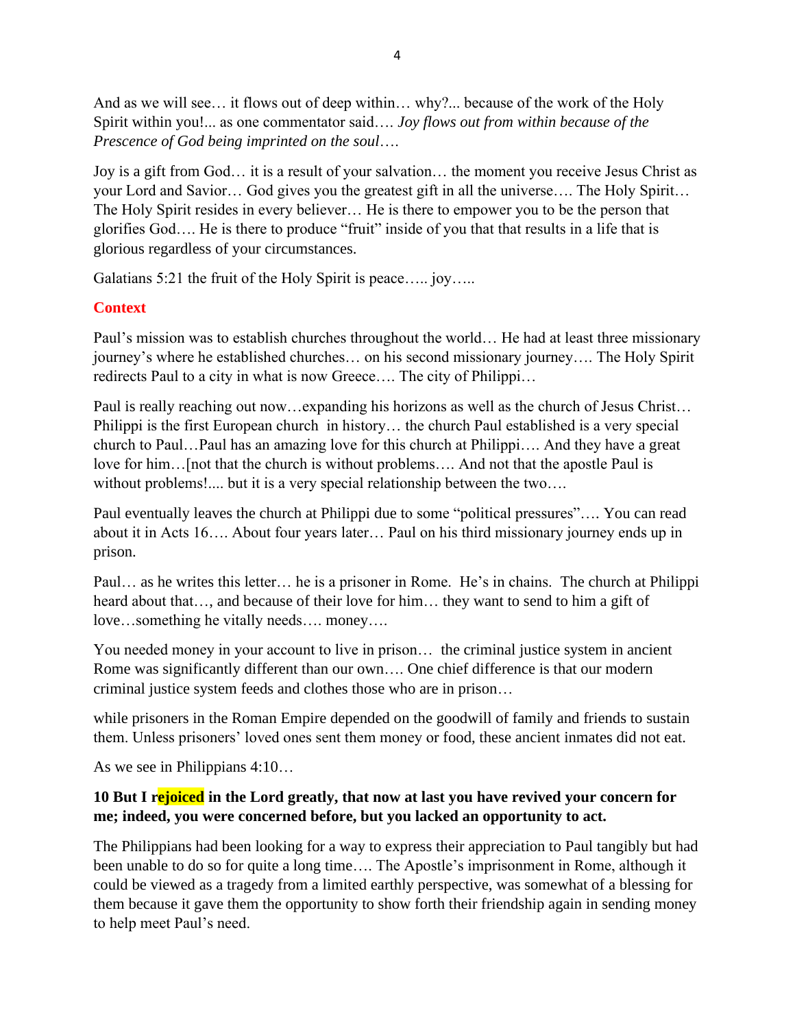And as we will see… it flows out of deep within… why?... because of the work of the Holy Spirit within you!... as one commentator said…. *Joy flows out from within because of the Prescence of God being imprinted on the soul….*

Joy is a gift from God… it is a result of your salvation… the moment you receive Jesus Christ as your Lord and Savior… God gives you the greatest gift in all the universe…. The Holy Spirit… The Holy Spirit resides in every believer… He is there to empower you to be the person that glorifies God…. He is there to produce "fruit" inside of you that that results in a life that is glorious regardless of your circumstances.

Galatians 5:21 the fruit of the Holy Spirit is peace….. joy…..

**Context**

Paul's mission was to establish churches throughout the world… He had at least three missionary journey's where he established churches… on his second missionary journey…. The Holy Spirit redirects Paul to a city in what is now Greece…. The city of Philippi…

Paul is really reaching out now…expanding his horizons as well as the church of Jesus Christ… Philippi is the first European church in history… the church Paul established is a very special church to Paul…Paul has an amazing love for this church at Philippi…. And they have a great love for him…[not that the church is without problems…. And not that the apostle Paul is without problems!.... but it is a very special relationship between the two….

Paul eventually leaves the church at Philippi due to some "political pressures"…. You can read about it in Acts 16…. About four years later… Paul on his third missionary journey ends up in prison.

Paul… as he writes this letter… he is a prisoner in Rome. He's in chains. The church at Philippi heard about that…, and because of their love for him… they want to send to him a gift of love…something he vitally needs…. money….

You needed money in your account to live in prison… the criminal justice system in ancient Rome was significantly different than our own…. One chief difference is that our modern criminal justice system feeds and clothes those who are in prison…

while prisoners in the Roman Empire depended on the goodwill of family and friends to sustain them. Unless prisoners' loved ones sent them money or food, these ancient inmates did not eat.

As we see in Philippians 4:10…

**10 But I rejoiced in the Lord greatly, that now at last you have revived your concern for me; indeed, you were concerned before, but you lacked an opportunity to act.**

The Philippians had been looking for a way to express their appreciation to Paul tangibly but had been unable to do so for quite a long time…. The Apostle's imprisonment in Rome, although it could be viewed as a tragedy from a limited earthly perspective, was somewhat of a blessing for them because it gave them the opportunity to show forth their friendship again in sending money to help meet Paul's need.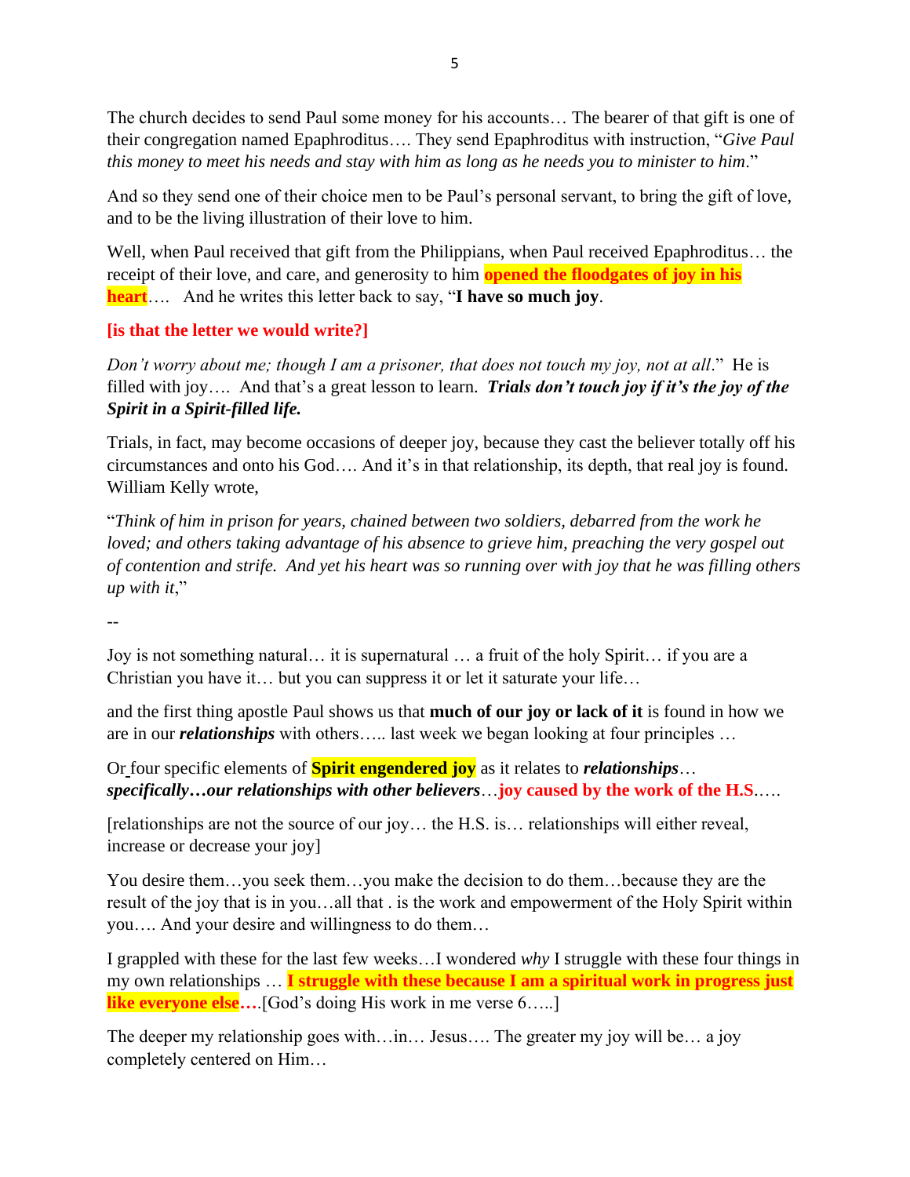The church decides to send Paul some money for his accounts… The bearer of that gift is one of their congregation named Epaphroditus…. They send Epaphroditus with instruction, "*Give Paul this money to meet his needs and stay with him as long as he needs you to minister to him*."

And so they send one of their choice men to be Paul's personal servant, to bring the gift of love, and to be the living illustration of their love to him.

Well, when Paul received that gift from the Philippians, when Paul received Epaphroditus… the receipt of their love, and care, and generosity to him **opened the floodgates of joy in his heart**…. And he writes this letter back to say, "**I have so much joy**.

**[is that the letter we would write?]**

*Don't worry about me; though I am a prisoner, that does not touch my joy, not at all*." He is filled with joy…. And that's a great lesson to learn. ***Trials don't touch joy if it's the joy of the Spirit in a Spirit-filled life.***

Trials, in fact, may become occasions of deeper joy, because they cast the believer totally off his circumstances and onto his God…. And it's in that relationship, its depth, that real joy is found. William Kelly wrote,

"*Think of him in prison for years, chained between two soldiers, debarred from the work he loved; and others taking advantage of his absence to grieve him, preaching the very gospel out of contention and strife. And yet his heart was so running over with joy that he was filling others up with it*,"

--

Joy is not something natural… it is supernatural … a fruit of the holy Spirit… if you are a Christian you have it… but you can suppress it or let it saturate your life…

and the first thing apostle Paul shows us that **much of our joy or lack of it** is found in how we are in our ***relationships*** with others….. last week we began looking at four principles …

Or four specific elements of **Spirit engendered joy** as it relates to ***relationships***… ***specifically…our relationships with other believers***…**joy caused by the work of the H.S**.….

[relationships are not the source of our joy… the H.S. is… relationships will either reveal, increase or decrease your joy]

You desire them…you seek them…you make the decision to do them…because they are the result of the joy that is in you…all that . is the work and empowerment of the Holy Spirit within you…. And your desire and willingness to do them…

I grappled with these for the last few weeks…I wondered *why* I struggle with these four things in my own relationships … **I struggle with these because I am a spiritual work in progress just like everyone else….**[God's doing His work in me verse 6…..]

The deeper my relationship goes with…in… Jesus…. The greater my joy will be… a joy completely centered on Him…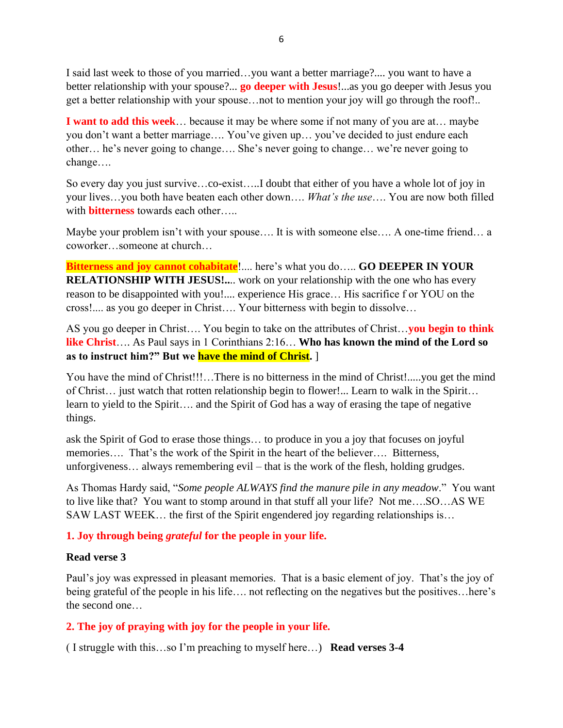I said last week to those of you married…you want a better marriage?.... you want to have a better relationship with your spouse?... **go deeper with Jesus**!...as you go deeper with Jesus you get a better relationship with your spouse…not to mention your joy will go through the roof!..

**I want to add this week**… because it may be where some if not many of you are at… maybe you don't want a better marriage…. You've given up… you've decided to just endure each other… he's never going to change…. She's never going to change… we're never going to change….

So every day you just survive…co-exist…..I doubt that either of you have a whole lot of joy in your lives…you both have beaten each other down…. *What's the use*…. You are now both filled with **bitterness** towards each other…..

Maybe your problem isn't with your spouse…. It is with someone else…. A one-time friend… a coworker…someone at church…

**Bitterness and joy cannot cohabitate**!.... here's what you do….. **GO DEEPER IN YOUR RELATIONSHIP WITH JESUS!...**. work on your relationship with the one who has every reason to be disappointed with you!.... experience His grace… His sacrifice f or YOU on the cross!.... as you go deeper in Christ…. Your bitterness with begin to dissolve…

AS you go deeper in Christ…. You begin to take on the attributes of Christ…**you begin to think like Christ**…. As Paul says in 1 Corinthians 2:16… **Who has known the mind of the Lord so as to instruct him?" But we have the mind of Christ.** ]

You have the mind of Christ!!!…There is no bitterness in the mind of Christ!.....you get the mind of Christ… just watch that rotten relationship begin to flower!... Learn to walk in the Spirit… learn to yield to the Spirit…. and the Spirit of God has a way of erasing the tape of negative things.

ask the Spirit of God to erase those things… to produce in you a joy that focuses on joyful memories…. That's the work of the Spirit in the heart of the believer…. Bitterness, unforgiveness… always remembering evil – that is the work of the flesh, holding grudges.

As Thomas Hardy said, "*Some people ALWAYS find the manure pile in any meadow*." You want to live like that? You want to stomp around in that stuff all your life? Not me….SO…AS WE SAW LAST WEEK… the first of the Spirit engendered joy regarding relationships is…

**1. Joy through being *grateful* for the people in your life.**

**Read verse 3**

Paul's joy was expressed in pleasant memories. That is a basic element of joy. That's the joy of being grateful of the people in his life…. not reflecting on the negatives but the positives…here's the second one…

**2. The joy of praying with joy for the people in your life.**

( I struggle with this…so I'm preaching to myself here…) **Read verses 3-4**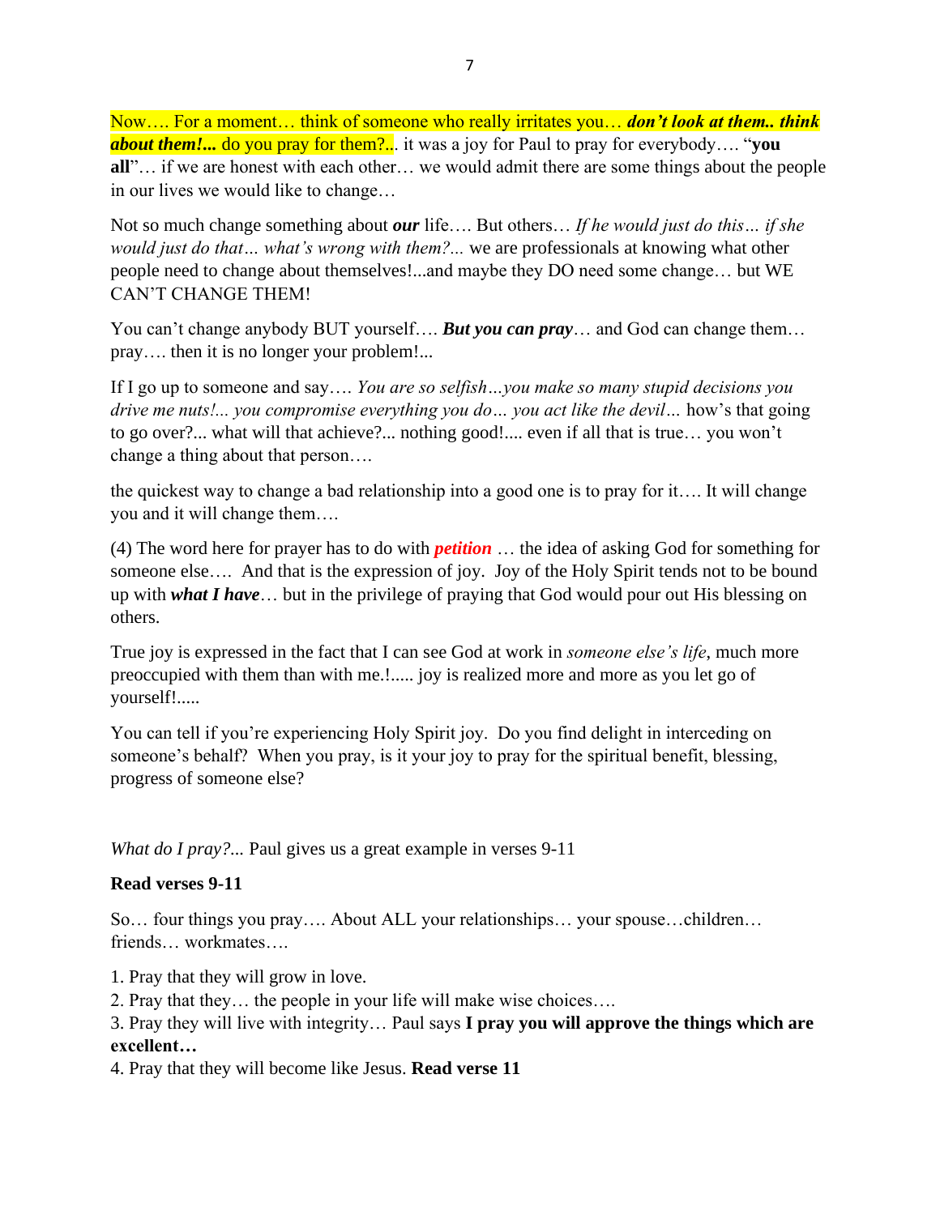Now…. For a moment… think of someone who really irritates you… ***don't look at them.. think about them!...*** do you pray for them?... it was a joy for Paul to pray for everybody…. "**you all**"… if we are honest with each other… we would admit there are some things about the people in our lives we would like to change…

Not so much change something about ***our*** life…. But others… *If he would just do this… if she would just do that… what's wrong with them?...* we are professionals at knowing what other people need to change about themselves!...and maybe they DO need some change… but WE CAN'T CHANGE THEM!

You can't change anybody BUT yourself…. ***But you can pray***… and God can change them… pray…. then it is no longer your problem!...

If I go up to someone and say…. *You are so selfish…you make so many stupid decisions you drive me nuts!... you compromise everything you do… you act like the devil…* how's that going to go over?... what will that achieve?... nothing good!.... even if all that is true… you won't change a thing about that person….

the quickest way to change a bad relationship into a good one is to pray for it…. It will change you and it will change them….

(4) The word here for prayer has to do with ***petition*** … the idea of asking God for something for someone else…. And that is the expression of joy. Joy of the Holy Spirit tends not to be bound up with ***what I have***… but in the privilege of praying that God would pour out His blessing on others.

True joy is expressed in the fact that I can see God at work in *someone else's life*, much more preoccupied with them than with me.!..... joy is realized more and more as you let go of yourself!.....

You can tell if you're experiencing Holy Spirit joy. Do you find delight in interceding on someone's behalf? When you pray, is it your joy to pray for the spiritual benefit, blessing, progress of someone else?

*What do I pray?...* Paul gives us a great example in verses 9-11

**Read verses 9-11**

So… four things you pray…. About ALL your relationships… your spouse…children… friends… workmates….

1. Pray that they will grow in love.
2. Pray that they… the people in your life will make wise choices….
3. Pray they will live with integrity… Paul says **I pray you will approve the things which are excellent…**
4. Pray that they will become like Jesus. **Read verse 11**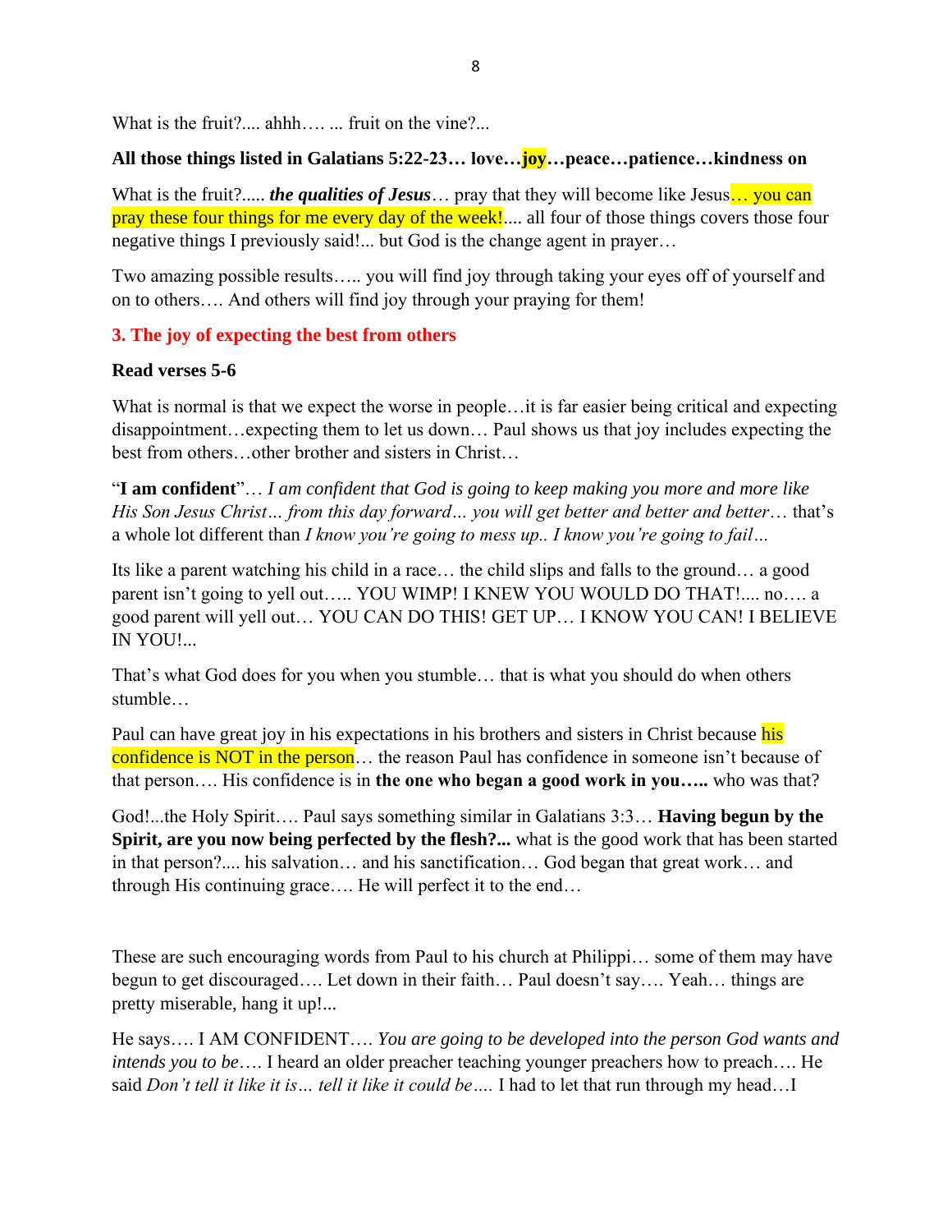What is the fruit?.... ahhh…. ... fruit on the vine?...

**All those things listed in Galatians 5:22-23… love…joy…peace…patience…kindness on**

What is the fruit?..... ***the qualities of Jesus***… pray that they will become like Jesus… you can pray these four things for me every day of the week!.... all four of those things covers those four negative things I previously said!... but God is the change agent in prayer…

Two amazing possible results….. you will find joy through taking your eyes off of yourself and on to others…. And others will find joy through your praying for them!

## 3. The joy of expecting the best from others

**Read verses 5-6**

What is normal is that we expect the worse in people…it is far easier being critical and expecting disappointment…expecting them to let us down… Paul shows us that joy includes expecting the best from others…other brother and sisters in Christ…

"**I am confident**"… *I am confident that God is going to keep making you more and more like His Son Jesus Christ… from this day forward… you will get better and better and better*… that's a whole lot different than *I know you're going to mess up.. I know you're going to fail…*

Its like a parent watching his child in a race… the child slips and falls to the ground… a good parent isn't going to yell out….. YOU WIMP! I KNEW YOU WOULD DO THAT!.... no…. a good parent will yell out… YOU CAN DO THIS! GET UP… I KNOW YOU CAN! I BELIEVE IN YOU!...

That's what God does for you when you stumble… that is what you should do when others stumble…

Paul can have great joy in his expectations in his brothers and sisters in Christ because his confidence is NOT in the person… the reason Paul has confidence in someone isn't because of that person…. His confidence is in **the one who began a good work in you…..** who was that?

God!...the Holy Spirit…. Paul says something similar in Galatians 3:3… **Having begun by the Spirit, are you now being perfected by the flesh?...** what is the good work that has been started in that person?.... his salvation… and his sanctification… God began that great work… and through His continuing grace…. He will perfect it to the end…

These are such encouraging words from Paul to his church at Philippi… some of them may have begun to get discouraged…. Let down in their faith… Paul doesn't say…. Yeah… things are pretty miserable, hang it up!...

He says…. I AM CONFIDENT…. *You are going to be developed into the person God wants and intends you to be*…. I heard an older preacher teaching younger preachers how to preach…. He said *Don't tell it like it is… tell it like it could be….* I had to let that run through my head…I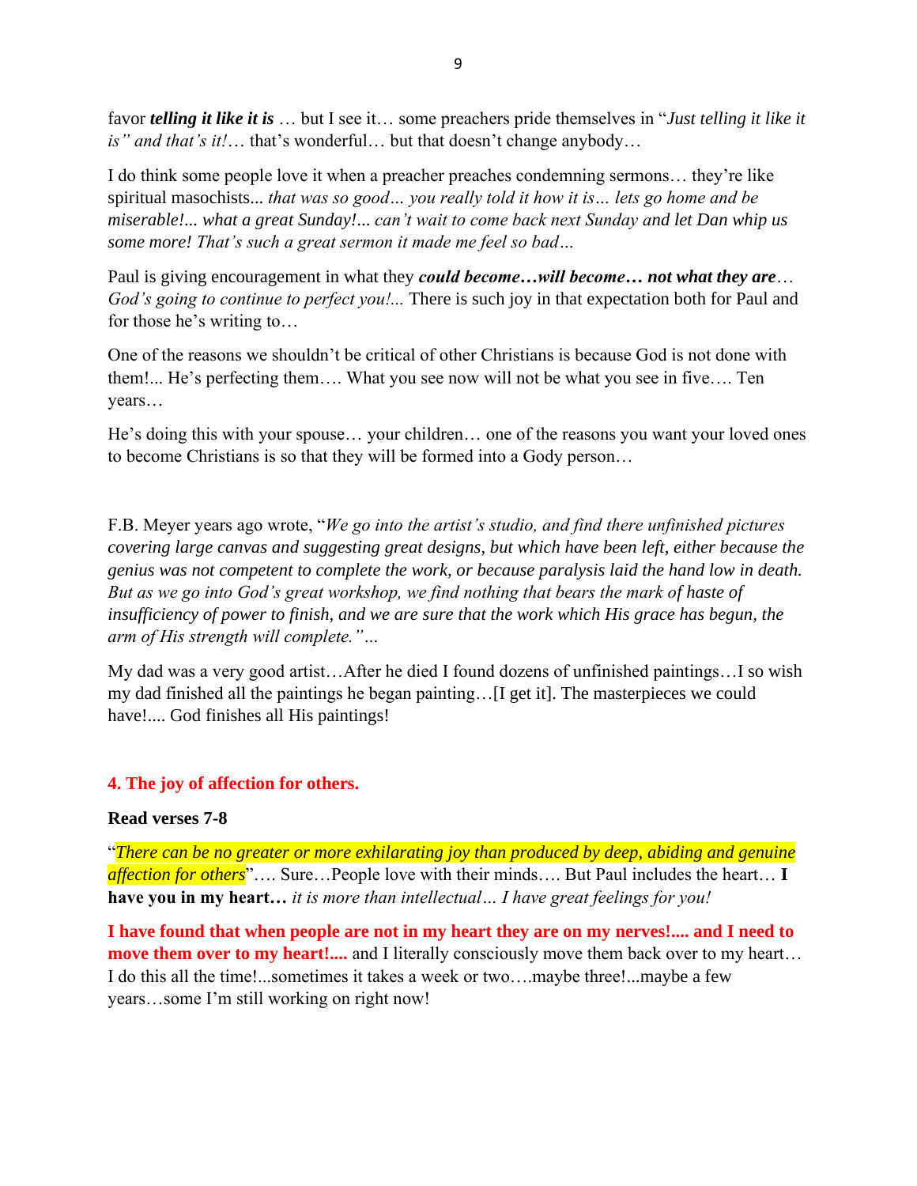favor ***telling it like it is*** … but I see it… some preachers pride themselves in "*Just telling it like it is" and that's it!*… that's wonderful… but that doesn't change anybody…

I do think some people love it when a preacher preaches condemning sermons… they're like spiritual masochists... *that was so good… you really told it how it is… lets go home and be miserable!... what a great Sunday!... can't wait to come back next Sunday and let Dan whip us some more! That's such a great sermon it made me feel so bad…*

Paul is giving encouragement in what they ***could become…will become… not what they are***… *God's going to continue to perfect you!...* There is such joy in that expectation both for Paul and for those he's writing to…

One of the reasons we shouldn't be critical of other Christians is because God is not done with them!... He's perfecting them…. What you see now will not be what you see in five…. Ten years…

He's doing this with your spouse… your children… one of the reasons you want your loved ones to become Christians is so that they will be formed into a Gody person…

F.B. Meyer years ago wrote, "*We go into the artist's studio, and find there unfinished pictures covering large canvas and suggesting great designs, but which have been left, either because the genius was not competent to complete the work, or because paralysis laid the hand low in death. But as we go into God's great workshop, we find nothing that bears the mark of haste of insufficiency of power to finish, and we are sure that the work which His grace has begun, the arm of His strength will complete."…*

My dad was a very good artist…After he died I found dozens of unfinished paintings…I so wish my dad finished all the paintings he began painting…[I get it]. The masterpieces we could have!.... God finishes all His paintings!

### 4. The joy of affection for others.

**Read verses 7-8**

"*There can be no greater or more exhilarating joy than produced by deep, abiding and genuine affection for others*"…. Sure…People love with their minds…. But Paul includes the heart… **I have you in my heart…** *it is more than intellectual… I have great feelings for you!*

**I have found that when people are not in my heart they are on my nerves!.... and I need to move them over to my heart!....** and I literally consciously move them back over to my heart… I do this all the time!...sometimes it takes a week or two….maybe three!...maybe a few years…some I'm still working on right now!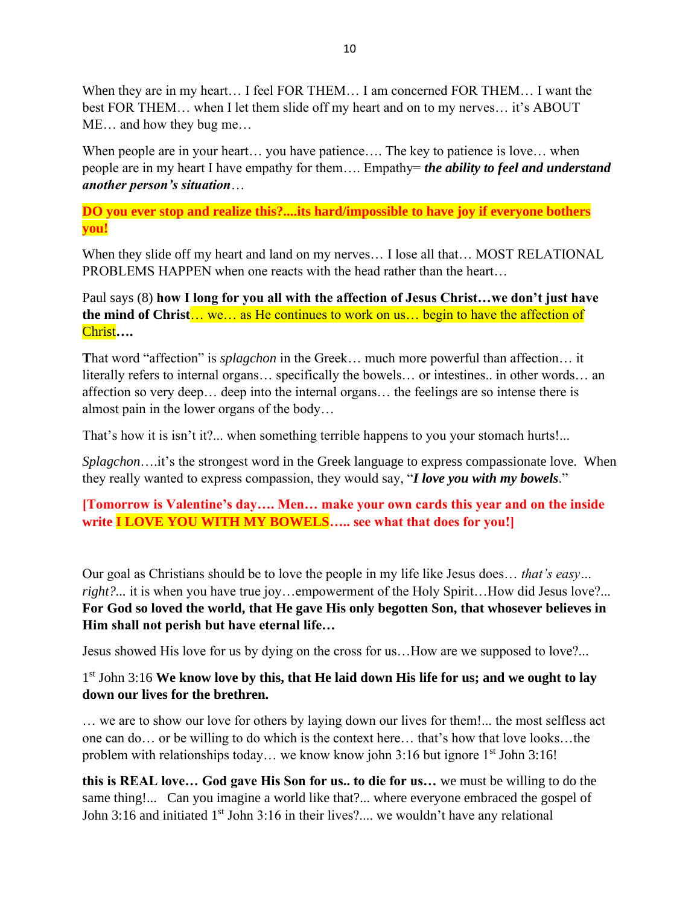When they are in my heart… I feel FOR THEM… I am concerned FOR THEM… I want the best FOR THEM… when I let them slide off my heart and on to my nerves… it's ABOUT ME… and how they bug me…

When people are in your heart… you have patience…. The key to patience is love… when people are in my heart I have empathy for them…. Empathy= ***the ability to feel and understand another person's situation***…

**DO you ever stop and realize this?....its hard/impossible to have joy if everyone bothers you!**

When they slide off my heart and land on my nerves… I lose all that… MOST RELATIONAL PROBLEMS HAPPEN when one reacts with the head rather than the heart…

Paul says (8) **how I long for you all with the affection of Jesus Christ…we don't just have the mind of Christ**… we… as He continues to work on us… begin to have the affection of Christ**….**

**T**hat word "affection" is *splagchon* in the Greek… much more powerful than affection… it literally refers to internal organs… specifically the bowels… or intestines.. in other words… an affection so very deep… deep into the internal organs… the feelings are so intense there is almost pain in the lower organs of the body…

That's how it is isn't it?... when something terrible happens to you your stomach hurts!...

*Splagchon*….it's the strongest word in the Greek language to express compassionate love. When they really wanted to express compassion, they would say, "***I love you with my bowels***."

**[Tomorrow is Valentine's day…. Men… make your own cards this year and on the inside write I LOVE YOU WITH MY BOWELS….. see what that does for you!]**

Our goal as Christians should be to love the people in my life like Jesus does… *that's easy… right?*... it is when you have true joy…empowerment of the Holy Spirit…How did Jesus love?... **For God so loved the world, that He gave His only begotten Son, that whosever believes in Him shall not perish but have eternal life…**

Jesus showed His love for us by dying on the cross for us…How are we supposed to love?...

1st John 3:16 **We know love by this, that He laid down His life for us; and we ought to lay down our lives for the brethren.**

… we are to show our love for others by laying down our lives for them!... the most selfless act one can do… or be willing to do which is the context here… that's how that love looks…the problem with relationships today… we know know john 3:16 but ignore 1st John 3:16!

**this is REAL love… God gave His Son for us.. to die for us…** we must be willing to do the same thing!... Can you imagine a world like that?... where everyone embraced the gospel of John 3:16 and initiated 1st John 3:16 in their lives?.... we wouldn't have any relational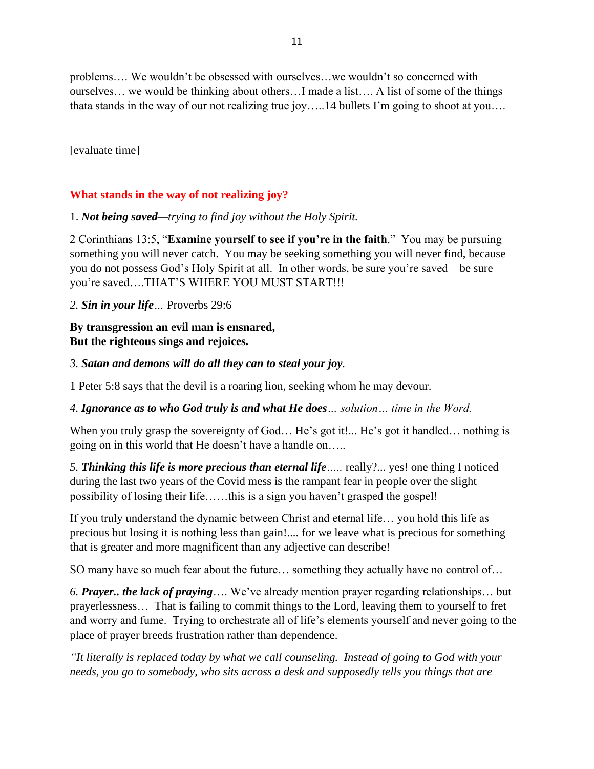problems…. We wouldn't be obsessed with ourselves…we wouldn't so concerned with ourselves… we would be thinking about others…I made a list…. A list of some of the things thata stands in the way of our not realizing true joy…..14 bullets I'm going to shoot at you….

[evaluate time]

**What stands in the way of not realizing joy?**

1. ***Not being saved****—trying to find joy without the Holy Spirit.*

2 Corinthians 13:5, "**Examine yourself to see if you're in the faith**." You may be pursuing something you will never catch. You may be seeking something you will never find, because you do not possess God's Holy Spirit at all. In other words, be sure you're saved – be sure you're saved….THAT'S WHERE YOU MUST START!!!

*2. **Sin in your life**…* Proverbs 29:6

**By transgression an evil man is ensnared,**
**But the righteous sings and rejoices.**

*3. **Satan and demons will do all they can to steal your joy**.*

1 Peter 5:8 says that the devil is a roaring lion, seeking whom he may devour.

*4. **Ignorance as to who God truly is and what He does**… solution… time in the Word.*

When you truly grasp the sovereignty of God… He's got it!... He's got it handled… nothing is going on in this world that He doesn't have a handle on…..

*5. **Thinking this life is more precious than eternal life**…..* really?... yes! one thing I noticed during the last two years of the Covid mess is the rampant fear in people over the slight possibility of losing their life……this is a sign you haven't grasped the gospel!

If you truly understand the dynamic between Christ and eternal life… you hold this life as precious but losing it is nothing less than gain!.... for we leave what is precious for something that is greater and more magnificent than any adjective can describe!

SO many have so much fear about the future… something they actually have no control of…

*6. **Prayer.. the lack of praying***…. We've already mention prayer regarding relationships… but prayerlessness… That is failing to commit things to the Lord, leaving them to yourself to fret and worry and fume. Trying to orchestrate all of life's elements yourself and never going to the place of prayer breeds frustration rather than dependence.

*"It literally is replaced today by what we call counseling. Instead of going to God with your needs, you go to somebody, who sits across a desk and supposedly tells you things that are*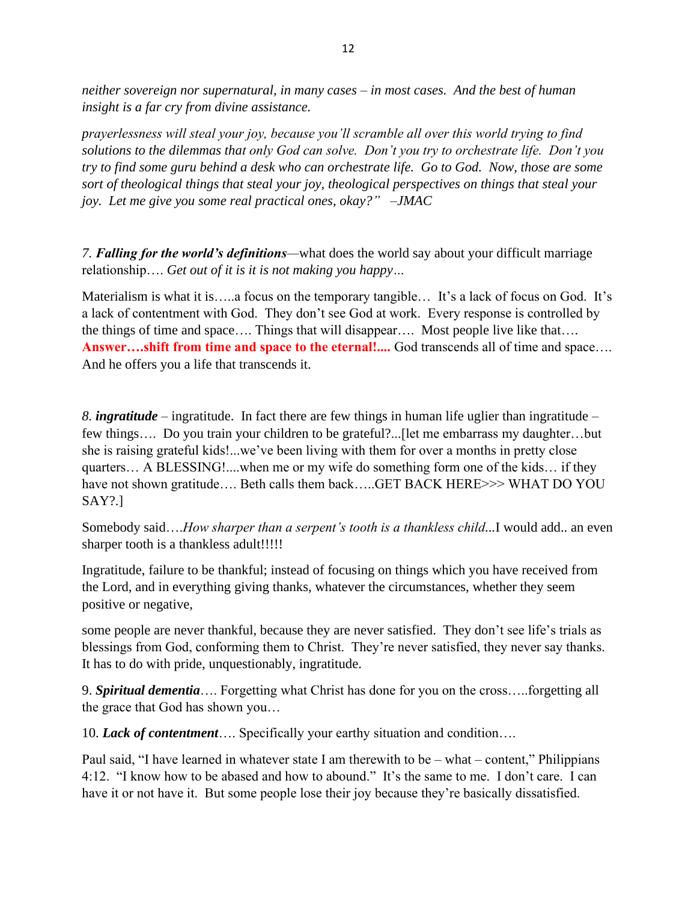*neither sovereign nor supernatural, in many cases – in most cases. And the best of human insight is a far cry from divine assistance.*

*prayerlessness will steal your joy, because you'll scramble all over this world trying to find solutions to the dilemmas that only God can solve. Don't you try to orchestrate life. Don't you try to find some guru behind a desk who can orchestrate life. Go to God. Now, those are some sort of theological things that steal your joy, theological perspectives on things that steal your joy. Let me give you some real practical ones, okay?" –JMAC*

*7. **Falling for the world's definitions***—what does the world say about your difficult marriage relationship…. *Get out of it is it is not making you happy…*

Materialism is what it is…..a focus on the temporary tangible… It's a lack of focus on God. It's a lack of contentment with God. They don't see God at work. Every response is controlled by the things of time and space…. Things that will disappear…. Most people live like that…. **Answer….shift from time and space to the eternal!....** God transcends all of time and space…. And he offers you a life that transcends it.

*8. **ingratitude*** – ingratitude. In fact there are few things in human life uglier than ingratitude – few things…. Do you train your children to be grateful?...[let me embarrass my daughter…but she is raising grateful kids!...we've been living with them for over a months in pretty close quarters… A BLESSING!....when me or my wife do something form one of the kids… if they have not shown gratitude…. Beth calls them back…..GET BACK HERE>>> WHAT DO YOU SAY?.]

Somebody said….*How sharper than a serpent's tooth is a thankless child*...I would add.. an even sharper tooth is a thankless adult!!!!!

Ingratitude, failure to be thankful; instead of focusing on things which you have received from the Lord, and in everything giving thanks, whatever the circumstances, whether they seem positive or negative,

some people are never thankful, because they are never satisfied. They don't see life's trials as blessings from God, conforming them to Christ. They're never satisfied, they never say thanks. It has to do with pride, unquestionably, ingratitude.

9. ***Spiritual dementia***…. Forgetting what Christ has done for you on the cross…..forgetting all the grace that God has shown you…

10. ***Lack of contentment***…. Specifically your earthy situation and condition….

Paul said, "I have learned in whatever state I am therewith to be – what – content," Philippians 4:12. "I know how to be abased and how to abound." It's the same to me. I don't care. I can have it or not have it. But some people lose their joy because they're basically dissatisfied.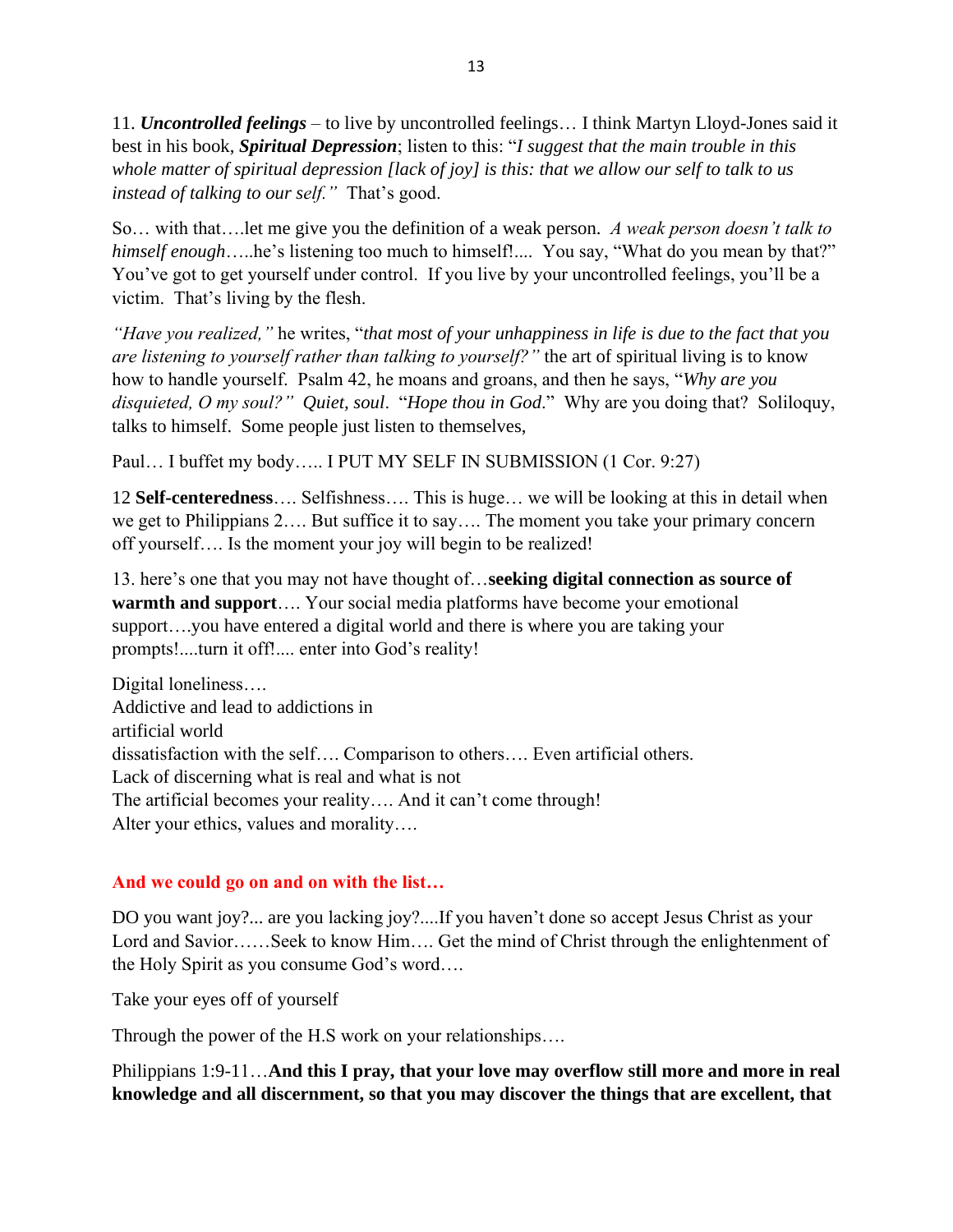11. ***Uncontrolled feelings*** – to live by uncontrolled feelings… I think Martyn Lloyd-Jones said it best in his book, ***Spiritual Depression***; listen to this: "*I suggest that the main trouble in this whole matter of spiritual depression [lack of joy] is this: that we allow our self to talk to us instead of talking to our self."* That's good.

So… with that….let me give you the definition of a weak person. *A weak person doesn't talk to himself enough*…..he's listening too much to himself!.... You say, "What do you mean by that?" You've got to get yourself under control. If you live by your uncontrolled feelings, you'll be a victim. That's living by the flesh.

*"Have you realized,"* he writes, "*that most of your unhappiness in life is due to the fact that you are listening to yourself rather than talking to yourself?"* the art of spiritual living is to know how to handle yourself. Psalm 42, he moans and groans, and then he says, "*Why are you disquieted, O my soul?" Quiet, soul*. "*Hope thou in God.*" Why are you doing that? Soliloquy, talks to himself. Some people just listen to themselves,

Paul… I buffet my body….. I PUT MY SELF IN SUBMISSION (1 Cor. 9:27)

12 **Self-centeredness**…. Selfishness…. This is huge… we will be looking at this in detail when we get to Philippians 2…. But suffice it to say…. The moment you take your primary concern off yourself…. Is the moment your joy will begin to be realized!

13. here's one that you may not have thought of…**seeking digital connection as source of warmth and support**…. Your social media platforms have become your emotional support….you have entered a digital world and there is where you are taking your prompts!....turn it off!.... enter into God's reality!

Digital loneliness….  
Addictive and lead to addictions in  
artificial world  
dissatisfaction with the self…. Comparison to others…. Even artificial others.  
Lack of discerning what is real and what is not  
The artificial becomes your reality…. And it can't come through!  
Alter your ethics, values and morality….

**And we could go on and on with the list…**

DO you want joy?... are you lacking joy?....If you haven't done so accept Jesus Christ as your Lord and Savior……Seek to know Him…. Get the mind of Christ through the enlightenment of the Holy Spirit as you consume God's word….

Take your eyes off of yourself

Through the power of the H.S work on your relationships….

Philippians 1:9-11…**And this I pray, that your love may overflow still more and more in real knowledge and all discernment, so that you may discover the things that are excellent, that**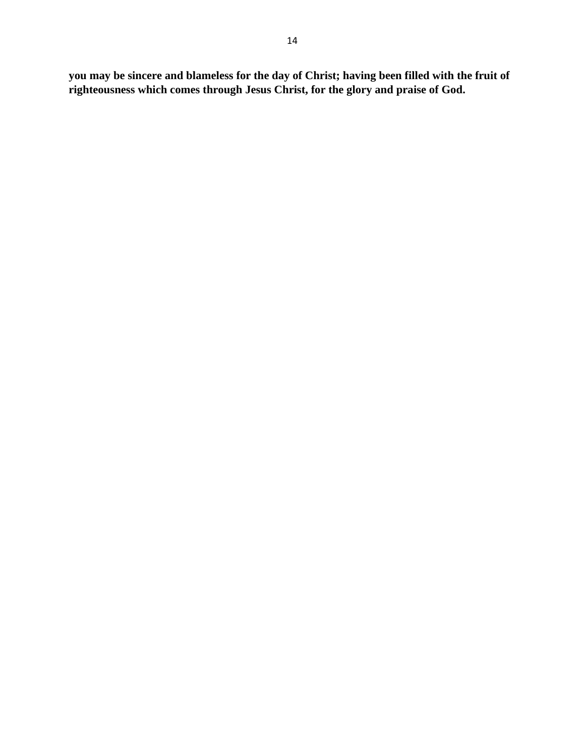**you may be sincere and blameless for the day of Christ; having been filled with the fruit of righteousness which comes through Jesus Christ, for the glory and praise of God.**